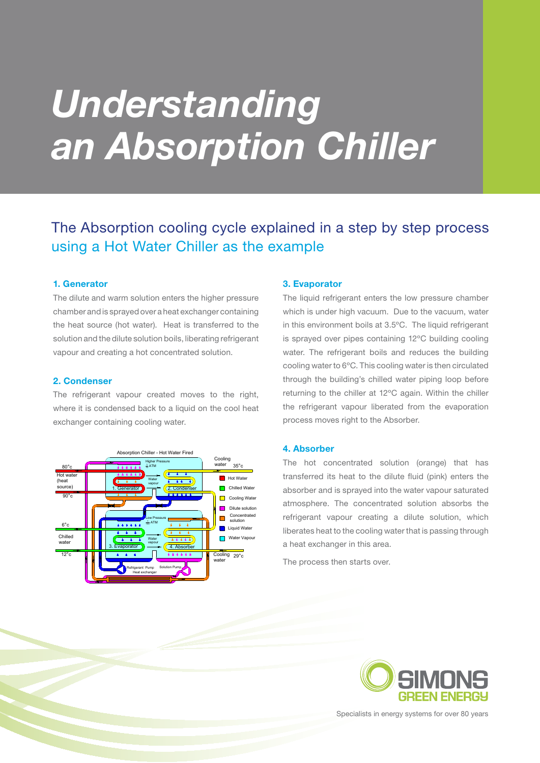# Understanding an Absorption Chiller

## The Absorption cooling cycle explained in a step by step process using a Hot Water Chiller as the example

### 1. Generator

The dilute and warm solution enters the higher pressure chamber and is sprayed over a heat exchanger containing the heat source (hot water). Heat is transferred to the solution and the dilute solution boils, liberating refrigerant vapour and creating a hot concentrated solution.

### 2. Condenser

The refrigerant vapour created moves to the right, where it is condensed back to a liquid on the cool heat exchanger containing cooling water.

### 3. Evaporator

The liquid refrigerant enters the low pressure chamber which is under high vacuum. Due to the vacuum, water in this environment boils at 3.5ºC. The liquid refrigerant is sprayed over pipes containing 12ºC building cooling water. The refrigerant boils and reduces the building cooling water to 6ºC. This cooling water is then circulated through the building's chilled water piping loop before returning to the chiller at 12ºC again. Within the chiller the refrigerant vapour liberated from the evaporation process moves right to the Absorber.

### 4. Absorber

The hot concentrated solution (orange) that has transferred its heat to the dilute fluid (pink) enters the absorber and is sprayed into the water vapour saturated atmosphere. The concentrated solution absorbs the refrigerant vapour creating a dilute solution, which liberates heat to the cooling water that is passing through a heat exchanger in this area.

The process then starts over.

Specialists in energy systems for over 80 years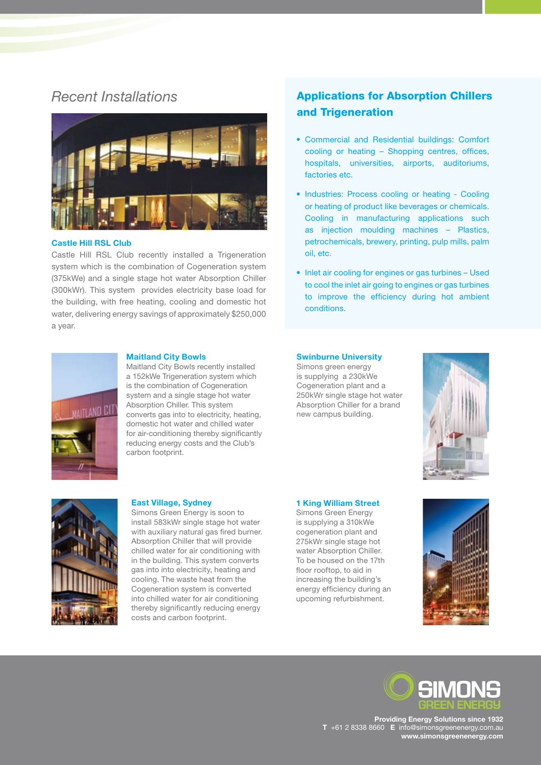## Recent Installations

### Castle Hill RSL Club

Castle Hill RSL Club recently installed a Trigeneration system which is the combination of Cogeneration system (375kWe) and a single stage hot water Absorption Chiller (300kWr). This system provides electricity base load for the building, with free heating, cooling and domestic hot water, delivering energy savings of approximately $250,000 a year.

## Applications for Absorption Chillers and Trigeneration

- Commercial and Residential buildings: Comfort cooling or heating – Shopping centres, offices, hospitals, universities, airports, auditoriums, factories etc.
- Industries: Process cooling or heating - Cooling or heating of product like beverages or chemicals. Cooling in manufacturing applications such as injection moulding machines – Plastics, petrochemicals, brewery, printing, pulp mills, palm oil, etc.
- Inlet air cooling for engines or gas turbines – Used to cool the inlet air going to engines or gas turbines to improve the efficiency during hot ambient conditions.

### Maitland City Bowls

Maitland City Bowls recently installed a 152kWe Trigeneration system which is the combination of Cogeneration system and a single stage hot water Absorption Chiller. This system converts gas into to electricity, heating, domestic hot water and chilled water for air-conditioning thereby significantly reducing energy costs and the Club's carbon footprint.

### Swinburne University

Simons green energy is supplying a 230kWe Cogeneration plant and a 250kWr single stage hot water Absorption Chiller for a brand new campus building.

### East Village, Sydney

Simons Green Energy is soon to install 583kWr single stage hot water with auxiliary natural gas fired burner. Absorption Chiller that will provide chilled water for air conditioning with in the building. This system converts gas into into electricity, heating and cooling. The waste heat from the Cogeneration system is converted into chilled water for air conditioning thereby significantly reducing energy costs and carbon footprint.

### 1 King William Street

Simons Green Energy is supplying a 310kWe cogeneration plant and 275kWr single stage hot water Absorption Chiller. To be housed on the 17th floor rooftop, to aid in increasing the building's energy efficiency during an upcoming refurbishment.

SIMONS GREEN ENERGY

**Providing Energy Solutions since 1932**
**T** +61 2 8338 8660 **E** info@simonsgreenenergy.com.au
**www.simonsgreenenergy.com**